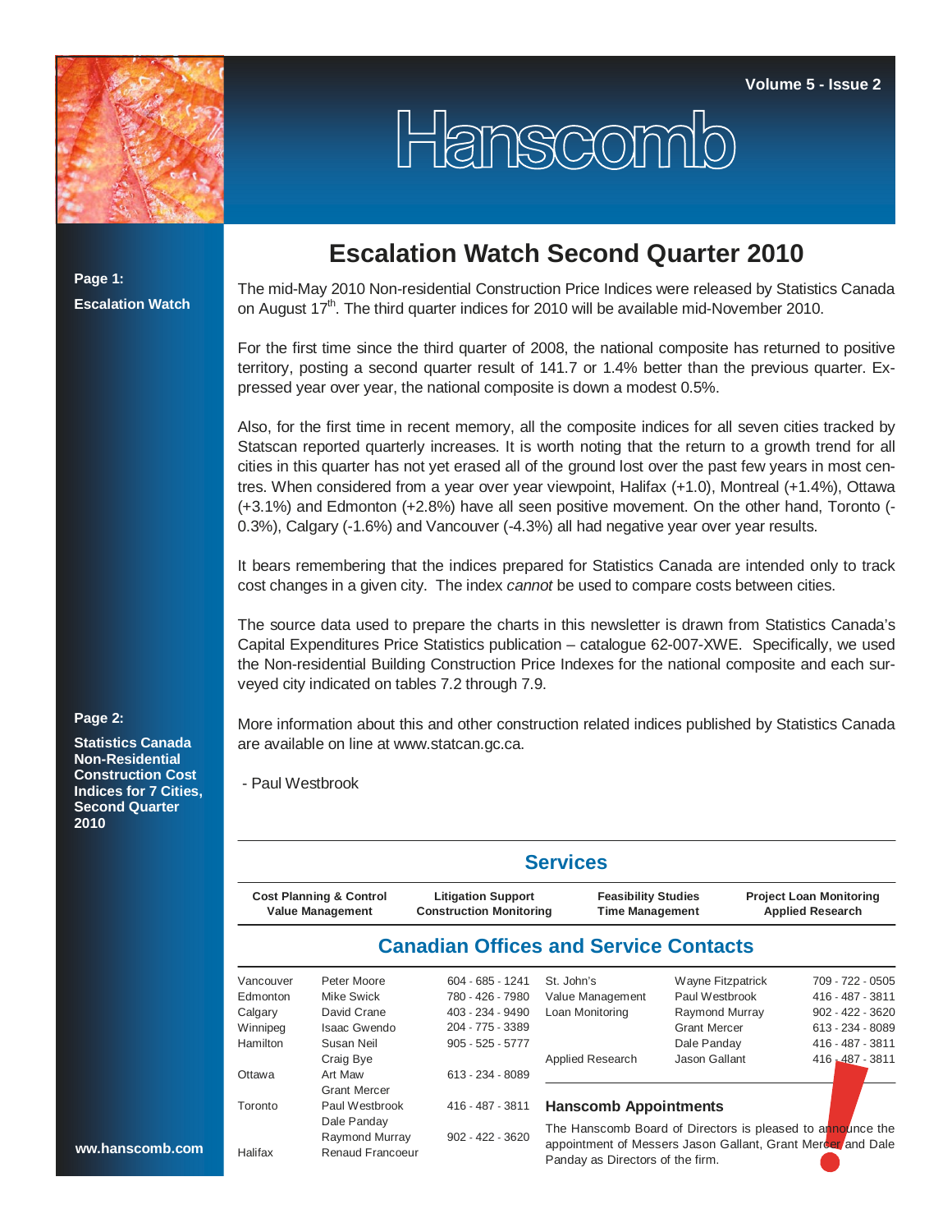Volume 5 - Issue 2

# Hanscomb

**Page 1:**

**Escalation Watch**

**Page 2:**

**Statistics Canada Non-Residential Construction Cost Indices for 7 Cities, Second Quarter 2010**

ww.hanscomb.com

## Escalation Watch Second Quarter 2010

The mid-May 2010 Non-residential Construction Price Indices were released by Statistics Canada on August 17th. The third quarter indices for 2010 will be available mid-November 2010.

For the first time since the third quarter of 2008, the national composite has returned to positive territory, posting a second quarter result of 141.7 or 1.4% better than the previous quarter. Expressed year over year, the national composite is down a modest 0.5%.

Also, for the first time in recent memory, all the composite indices for all seven cities tracked by Statscan reported quarterly increases. It is worth noting that the return to a growth trend for all cities in this quarter has not yet erased all of the ground lost over the past few years in most centres. When considered from a year over year viewpoint, Halifax (+1.0), Montreal (+1.4%), Ottawa (+3.1%) and Edmonton (+2.8%) have all seen positive movement. On the other hand, Toronto (-0.3%), Calgary (-1.6%) and Vancouver (-4.3%) all had negative year over year results.

It bears remembering that the indices prepared for Statistics Canada are intended only to track cost changes in a given city. The index *cannot* be used to compare costs between cities.

The source data used to prepare the charts in this newsletter is drawn from Statistics Canada's Capital Expenditures Price Statistics publication – catalogue 62-007-XWE. Specifically, we used the Non-residential Building Construction Price Indexes for the national composite and each surveyed city indicated on tables 7.2 through 7.9.

More information about this and other construction related indices published by Statistics Canada are available on line at www.statcan.gc.ca.

- Paul Westbrook

## Services

| Cost Planning & Control | Litigation Support | Feasibility Studies | Project Loan Monitoring |
|---|---|---|---|
| Value Management | Construction Monitoring | Time Management | Applied Research |

## Canadian Offices and Service Contacts

| City | Contact | Phone |
|---|---|---|
| Vancouver | Peter Moore | 604 - 685 - 1241 |
| Edmonton | Mike Swick | 780 - 426 - 7980 |
| Calgary | David Crane | 403 - 234 - 9490 |
| Winnipeg | Isaac Gwendo | 204 - 775 - 3389 |
| Hamilton | Susan Neil | 905 - 525 - 5777 |
| | Craig Bye | |
| Ottawa | Art Maw | 613 - 234 - 8089 |
| | Grant Mercer | |
| Toronto | Paul Westbrook | 416 - 487 - 3811 |
| | Dale Panday | |
| | Raymond Murray | 902 - 422 - 3620 |
| Halifax | Renaud Francoeur | |

| Office / Service | Contact | Phone |
|---|---|---|
| St. John's | Wayne Fitzpatrick | 709 - 722 - 0505 |
| Value Management | Paul Westbrook | 416 - 487 - 3811 |
| Loan Monitoring | Raymond Murray | 902 - 422 - 3620 |
| | Grant Mercer | 613 - 234 - 8089 |
| | Dale Panday | 416 - 487 - 3811 |
| Applied Research | Jason Gallant | 416 - 487 - 3811 |

### Hanscomb Appointments

The Hanscomb Board of Directors is pleased to announce the appointment of Messers Jason Gallant, Grant Mercer and Dale Panday as Directors of the firm.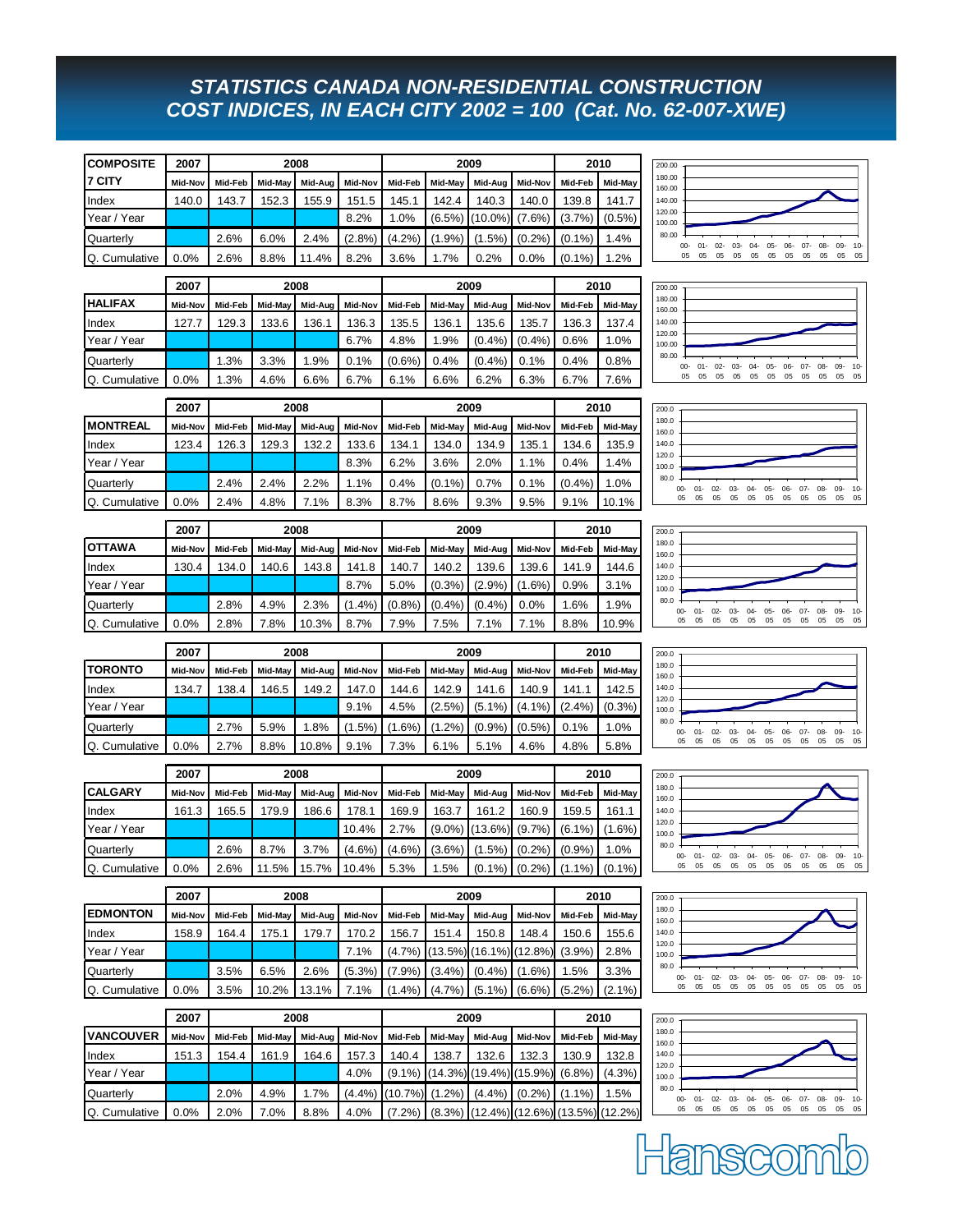# STATISTICS CANADA NON-RESIDENTIAL CONSTRUCTION COST INDICES, IN EACH CITY 2002 = 100 (Cat. No. 62-007-XWE)

| COMPOSITE 7 CITY | 2007 Mid-Nov | 2008 Mid-Feb | 2008 Mid-May | 2008 Mid-Aug | 2008 Mid-Nov | 2009 Mid-Feb | 2009 Mid-May | 2009 Mid-Aug | 2009 Mid-Nov | 2010 Mid-Feb | 2010 Mid-May |
|---|---|---|---|---|---|---|---|---|---|---|---|
| Index | 140.0 | 143.7 | 152.3 | 155.9 | 151.5 | 145.1 | 142.4 | 140.3 | 140.0 | 139.8 | 141.7 |
| Year / Year | | | | | 8.2% | 1.0% | (6.5%) | (10.0%) | (7.6%) | (3.7%) | (0.5%) |
| Quarterly | | 2.6% | 6.0% | 2.4% | (2.8%) | (4.2%) | (1.9%) | (1.5%) | (0.2%) | (0.1%) | 1.4% |
| Q. Cumulative | 0.0% | 2.6% | 8.8% | 11.4% | 8.2% | 3.6% | 1.7% | 0.2% | 0.0% | (0.1%) | 1.2% |

200.00
180.00
160.00
140.00
120.00
100.00
80.00
00-05 01-05 02-05 03-05 04-05 05-05 06-05 07-05 08-05 09-05 10-05

| HALIFAX | 2007 Mid-Nov | 2008 Mid-Feb | 2008 Mid-May | 2008 Mid-Aug | 2008 Mid-Nov | 2009 Mid-Feb | 2009 Mid-May | 2009 Mid-Aug | 2009 Mid-Nov | 2010 Mid-Feb | 2010 Mid-May |
|---|---|---|---|---|---|---|---|---|---|---|---|
| Index | 127.7 | 129.3 | 133.6 | 136.1 | 136.3 | 135.5 | 136.1 | 135.6 | 135.7 | 136.3 | 137.4 |
| Year / Year | | | | | 6.7% | 4.8% | 1.9% | (0.4%) | (0.4%) | 0.6% | 1.0% |
| Quarterly | | 1.3% | 3.3% | 1.9% | 0.1% | (0.6%) | 0.4% | (0.4%) | 0.1% | 0.4% | 0.8% |
| Q. Cumulative | 0.0% | 1.3% | 4.6% | 6.6% | 6.7% | 6.1% | 6.6% | 6.2% | 6.3% | 6.7% | 7.6% |

200.00
180.00
160.00
140.00
120.00
100.00
80.00
00-05 01-05 02-05 03-05 04-05 05-05 06-05 07-05 08-05 09-05 10-05

| MONTREAL | 2007 Mid-Nov | 2008 Mid-Feb | 2008 Mid-May | 2008 Mid-Aug | 2008 Mid-Nov | 2009 Mid-Feb | 2009 Mid-May | 2009 Mid-Aug | 2009 Mid-Nov | 2010 Mid-Feb | 2010 Mid-May |
|---|---|---|---|---|---|---|---|---|---|---|---|
| Index | 123.4 | 126.3 | 129.3 | 132.2 | 133.6 | 134.1 | 134.0 | 134.9 | 135.1 | 134.6 | 135.9 |
| Year / Year | | | | | 8.3% | 6.2% | 3.6% | 2.0% | 1.1% | 0.4% | 1.4% |
| Quarterly | | 2.4% | 2.4% | 2.2% | 1.1% | 0.4% | (0.1%) | 0.7% | 0.1% | (0.4%) | 1.0% |
| Q. Cumulative | 0.0% | 2.4% | 4.8% | 7.1% | 8.3% | 8.7% | 8.6% | 9.3% | 9.5% | 9.1% | 10.1% |

200.0
180.0
160.0
140.0
120.0
100.0
80.0
00-05 01-05 02-05 03-05 04-05 05-05 06-05 07-05 08-05 09-05 10-05

| OTTAWA | 2007 Mid-Nov | 2008 Mid-Feb | 2008 Mid-May | 2008 Mid-Aug | 2008 Mid-Nov | 2009 Mid-Feb | 2009 Mid-May | 2009 Mid-Aug | 2009 Mid-Nov | 2010 Mid-Feb | 2010 Mid-May |
|---|---|---|---|---|---|---|---|---|---|---|---|
| Index | 130.4 | 134.0 | 140.6 | 143.8 | 141.8 | 140.7 | 140.2 | 139.6 | 139.6 | 141.9 | 144.6 |
| Year / Year | | | | | 8.7% | 5.0% | (0.3%) | (2.9%) | (1.6%) | 0.9% | 3.1% |
| Quarterly | | 2.8% | 4.9% | 2.3% | (1.4%) | (0.8%) | (0.4%) | (0.4%) | 0.0% | 1.6% | 1.9% |
| Q. Cumulative | 0.0% | 2.8% | 7.8% | 10.3% | 8.7% | 7.9% | 7.5% | 7.1% | 7.1% | 8.8% | 10.9% |

200.0
180.0
160.0
140.0
120.0
100.0
80.0
00-05 01-05 02-05 03-05 04-05 05-05 06-05 07-05 08-05 09-05 10-05

| TORONTO | 2007 Mid-Nov | 2008 Mid-Feb | 2008 Mid-May | 2008 Mid-Aug | 2008 Mid-Nov | 2009 Mid-Feb | 2009 Mid-May | 2009 Mid-Aug | 2009 Mid-Nov | 2010 Mid-Feb | 2010 Mid-May |
|---|---|---|---|---|---|---|---|---|---|---|---|
| Index | 134.7 | 138.4 | 146.5 | 149.2 | 147.0 | 144.6 | 142.9 | 141.6 | 140.9 | 141.1 | 142.5 |
| Year / Year | | | | | 9.1% | 4.5% | (2.5%) | (5.1%) | (4.1%) | (2.4%) | (0.3%) |
| Quarterly | | 2.7% | 5.9% | 1.8% | (1.5%) | (1.6%) | (1.2%) | (0.9%) | (0.5%) | 0.1% | 1.0% |
| Q. Cumulative | 0.0% | 2.7% | 8.8% | 10.8% | 9.1% | 7.3% | 6.1% | 5.1% | 4.6% | 4.8% | 5.8% |

200.0
180.0
160.0
140.0
120.0
100.0
80.0
00-05 01-05 02-05 03-05 04-05 05-05 06-05 07-05 08-05 09-05 10-05

| CALGARY | 2007 Mid-Nov | 2008 Mid-Feb | 2008 Mid-May | 2008 Mid-Aug | 2008 Mid-Nov | 2009 Mid-Feb | 2009 Mid-May | 2009 Mid-Aug | 2009 Mid-Nov | 2010 Mid-Feb | 2010 Mid-May |
|---|---|---|---|---|---|---|---|---|---|---|---|
| Index | 161.3 | 165.5 | 179.9 | 186.6 | 178.1 | 169.9 | 163.7 | 161.2 | 160.9 | 159.5 | 161.1 |
| Year / Year | | | | | 10.4% | 2.7% | (9.0%) | (13.6%) | (9.7%) | (6.1%) | (1.6%) |
| Quarterly | | 2.6% | 8.7% | 3.7% | (4.6%) | (4.6%) | (3.6%) | (1.5%) | (0.2%) | (0.9%) | 1.0% |
| Q. Cumulative | 0.0% | 2.6% | 11.5% | 15.7% | 10.4% | 5.3% | 1.5% | (0.1%) | (0.2%) | (1.1%) | (0.1%) |

200.0
180.0
160.0
140.0
120.0
100.0
80.0
00-05 01-05 02-05 03-05 04-05 05-05 06-05 07-05 08-05 09-05 10-05

| EDMONTON | 2007 Mid-Nov | 2008 Mid-Feb | 2008 Mid-May | 2008 Mid-Aug | 2008 Mid-Nov | 2009 Mid-Feb | 2009 Mid-May | 2009 Mid-Aug | 2009 Mid-Nov | 2010 Mid-Feb | 2010 Mid-May |
|---|---|---|---|---|---|---|---|---|---|---|---|
| Index | 158.9 | 164.4 | 175.1 | 179.7 | 170.2 | 156.7 | 151.4 | 150.8 | 148.4 | 150.6 | 155.6 |
| Year / Year | | | | | 7.1% | (4.7%) | (13.5%) | (16.1%) | (12.8%) | (3.9%) | 2.8% |
| Quarterly | | 3.5% | 6.5% | 2.6% | (5.3%) | (7.9%) | (3.4%) | (0.4%) | (1.6%) | 1.5% | 3.3% |
| Q. Cumulative | 0.0% | 3.5% | 10.2% | 13.1% | 7.1% | (1.4%) | (4.7%) | (5.1%) | (6.6%) | (5.2%) | (2.1%) |

200.0
180.0
160.0
140.0
120.0
100.0
80.0
00-05 01-05 02-05 03-05 04-05 05-05 06-05 07-05 08-05 09-05 10-05

| VANCOUVER | 2007 Mid-Nov | 2008 Mid-Feb | 2008 Mid-May | 2008 Mid-Aug | 2008 Mid-Nov | 2009 Mid-Feb | 2009 Mid-May | 2009 Mid-Aug | 2009 Mid-Nov | 2010 Mid-Feb | 2010 Mid-May |
|---|---|---|---|---|---|---|---|---|---|---|---|
| Index | 151.3 | 154.4 | 161.9 | 164.6 | 157.3 | 140.4 | 138.7 | 132.6 | 132.3 | 130.9 | 132.8 |
| Year / Year | | | | | 4.0% | (9.1%) | (14.3%) | (19.4%) | (15.9%) | (6.8%) | (4.3%) |
| Quarterly | | 2.0% | 4.9% | 1.7% | (4.4%) | (10.7%) | (1.2%) | (4.4%) | (0.2%) | (1.1%) | 1.5% |
| Q. Cumulative | 0.0% | 2.0% | 7.0% | 8.8% | 4.0% | (7.2%) | (8.3%) | (12.4%) | (12.6%) | (13.5%) | (12.2%) |

200.0
180.0
160.0
140.0
120.0
100.0
80.0
00-05 01-05 02-05 03-05 04-05 05-05 06-05 07-05 08-05 09-05 10-05

Hanscomb